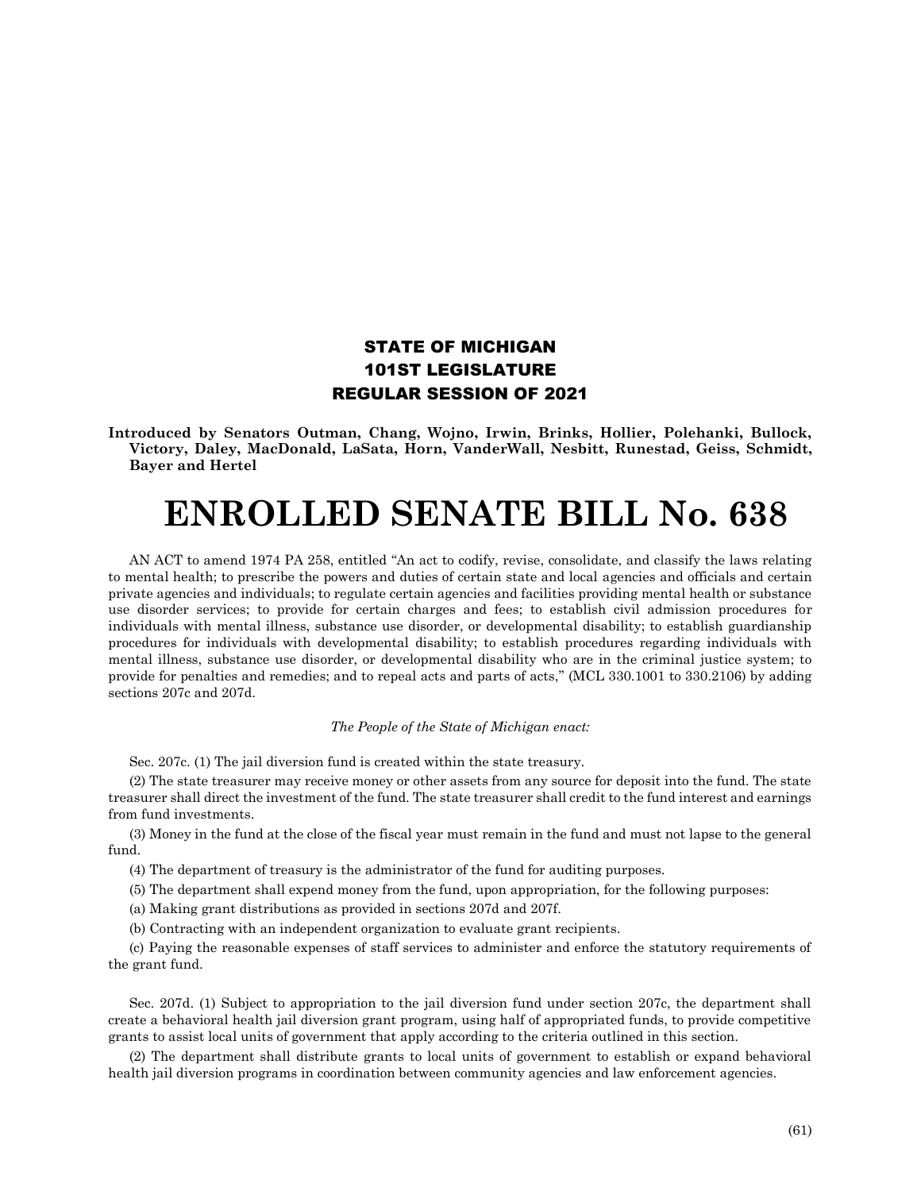## STATE OF MICHIGAN
## 101ST LEGISLATURE
## REGULAR SESSION OF 2021

**Introduced by Senators Outman, Chang, Wojno, Irwin, Brinks, Hollier, Polehanki, Bullock, Victory, Daley, MacDonald, LaSata, Horn, VanderWall, Nesbitt, Runestad, Geiss, Schmidt, Bayer and Hertel**

# ENROLLED SENATE BILL No. 638

AN ACT to amend 1974 PA 258, entitled "An act to codify, revise, consolidate, and classify the laws relating to mental health; to prescribe the powers and duties of certain state and local agencies and officials and certain private agencies and individuals; to regulate certain agencies and facilities providing mental health or substance use disorder services; to provide for certain charges and fees; to establish civil admission procedures for individuals with mental illness, substance use disorder, or developmental disability; to establish guardianship procedures for individuals with developmental disability; to establish procedures regarding individuals with mental illness, substance use disorder, or developmental disability who are in the criminal justice system; to provide for penalties and remedies; and to repeal acts and parts of acts," (MCL 330.1001 to 330.2106) by adding sections 207c and 207d.

*The People of the State of Michigan enact:*

Sec. 207c. (1) The jail diversion fund is created within the state treasury.

(2) The state treasurer may receive money or other assets from any source for deposit into the fund. The state treasurer shall direct the investment of the fund. The state treasurer shall credit to the fund interest and earnings from fund investments.

(3) Money in the fund at the close of the fiscal year must remain in the fund and must not lapse to the general fund.

(4) The department of treasury is the administrator of the fund for auditing purposes.

(5) The department shall expend money from the fund, upon appropriation, for the following purposes:

(a) Making grant distributions as provided in sections 207d and 207f.

(b) Contracting with an independent organization to evaluate grant recipients.

(c) Paying the reasonable expenses of staff services to administer and enforce the statutory requirements of the grant fund.

Sec. 207d. (1) Subject to appropriation to the jail diversion fund under section 207c, the department shall create a behavioral health jail diversion grant program, using half of appropriated funds, to provide competitive grants to assist local units of government that apply according to the criteria outlined in this section.

(2) The department shall distribute grants to local units of government to establish or expand behavioral health jail diversion programs in coordination between community agencies and law enforcement agencies.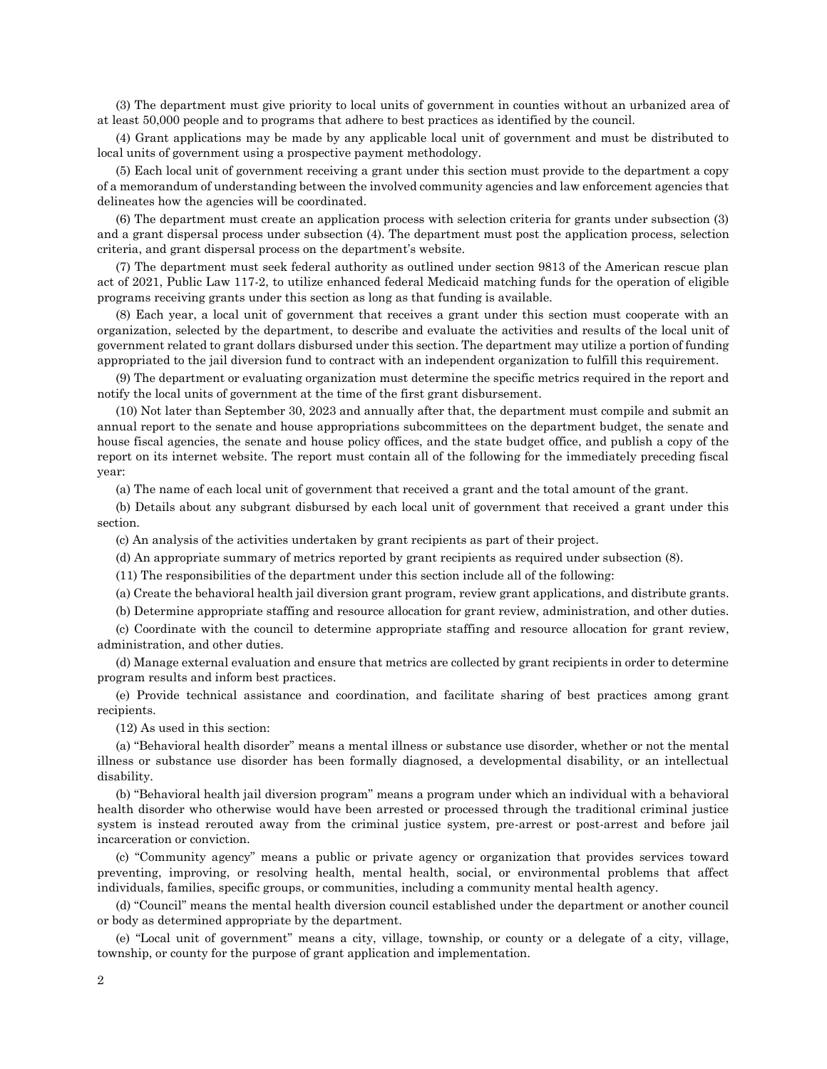(3) The department must give priority to local units of government in counties without an urbanized area of at least 50,000 people and to programs that adhere to best practices as identified by the council.

(4) Grant applications may be made by any applicable local unit of government and must be distributed to local units of government using a prospective payment methodology.

(5) Each local unit of government receiving a grant under this section must provide to the department a copy of a memorandum of understanding between the involved community agencies and law enforcement agencies that delineates how the agencies will be coordinated.

(6) The department must create an application process with selection criteria for grants under subsection (3) and a grant dispersal process under subsection (4). The department must post the application process, selection criteria, and grant dispersal process on the department's website.

(7) The department must seek federal authority as outlined under section 9813 of the American rescue plan act of 2021, Public Law 117-2, to utilize enhanced federal Medicaid matching funds for the operation of eligible programs receiving grants under this section as long as that funding is available.

(8) Each year, a local unit of government that receives a grant under this section must cooperate with an organization, selected by the department, to describe and evaluate the activities and results of the local unit of government related to grant dollars disbursed under this section. The department may utilize a portion of funding appropriated to the jail diversion fund to contract with an independent organization to fulfill this requirement.

(9) The department or evaluating organization must determine the specific metrics required in the report and notify the local units of government at the time of the first grant disbursement.

(10) Not later than September 30, 2023 and annually after that, the department must compile and submit an annual report to the senate and house appropriations subcommittees on the department budget, the senate and house fiscal agencies, the senate and house policy offices, and the state budget office, and publish a copy of the report on its internet website. The report must contain all of the following for the immediately preceding fiscal year:

(a) The name of each local unit of government that received a grant and the total amount of the grant.

(b) Details about any subgrant disbursed by each local unit of government that received a grant under this section.

(c) An analysis of the activities undertaken by grant recipients as part of their project.

(d) An appropriate summary of metrics reported by grant recipients as required under subsection (8).

(11) The responsibilities of the department under this section include all of the following:

(a) Create the behavioral health jail diversion grant program, review grant applications, and distribute grants.

(b) Determine appropriate staffing and resource allocation for grant review, administration, and other duties.

(c) Coordinate with the council to determine appropriate staffing and resource allocation for grant review, administration, and other duties.

(d) Manage external evaluation and ensure that metrics are collected by grant recipients in order to determine program results and inform best practices.

(e) Provide technical assistance and coordination, and facilitate sharing of best practices among grant recipients.

(12) As used in this section:

(a) "Behavioral health disorder" means a mental illness or substance use disorder, whether or not the mental illness or substance use disorder has been formally diagnosed, a developmental disability, or an intellectual disability.

(b) "Behavioral health jail diversion program" means a program under which an individual with a behavioral health disorder who otherwise would have been arrested or processed through the traditional criminal justice system is instead rerouted away from the criminal justice system, pre-arrest or post-arrest and before jail incarceration or conviction.

(c) "Community agency" means a public or private agency or organization that provides services toward preventing, improving, or resolving health, mental health, social, or environmental problems that affect individuals, families, specific groups, or communities, including a community mental health agency.

(d) "Council" means the mental health diversion council established under the department or another council or body as determined appropriate by the department.

(e) "Local unit of government" means a city, village, township, or county or a delegate of a city, village, township, or county for the purpose of grant application and implementation.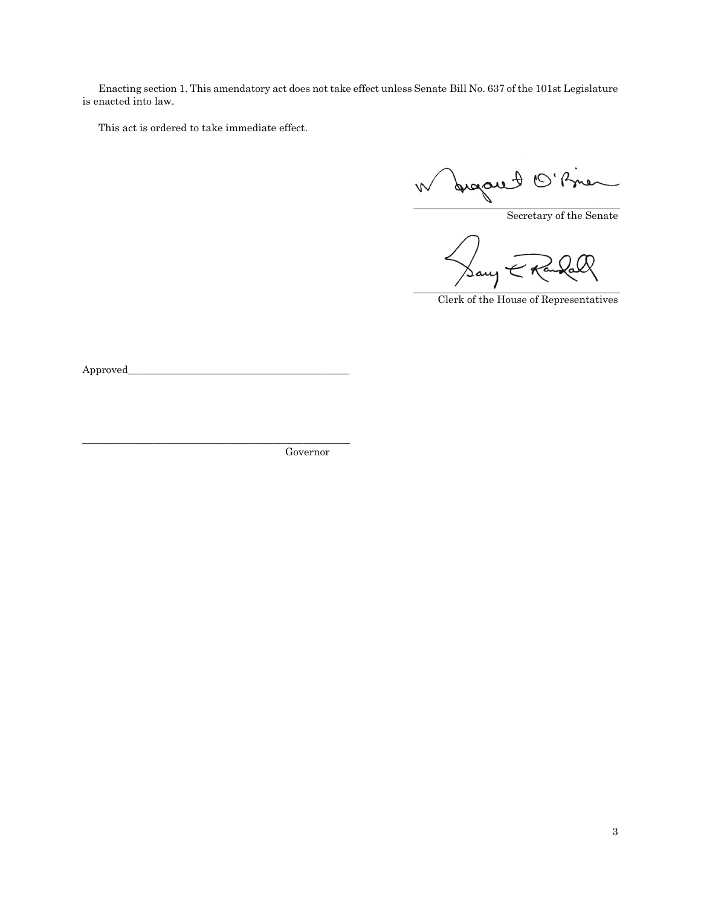Enacting section 1. This amendatory act does not take effect unless Senate Bill No. 637 of the 101st Legislature is enacted into law.

This act is ordered to take immediate effect.

Secretary of the Senate

Clerk of the House of Representatives

Approved\_\_\_\_\_\_\_\_\_\_\_\_\_\_\_\_\_\_\_\_\_\_\_\_\_\_\_\_\_\_\_\_\_\_\_\_\_\_\_\_

\_\_\_\_\_\_\_\_\_\_\_\_\_\_\_\_\_\_\_\_\_\_\_\_\_\_\_\_\_\_\_\_\_\_\_\_\_\_\_\_\_\_\_\_\_\_\_\_

Governor